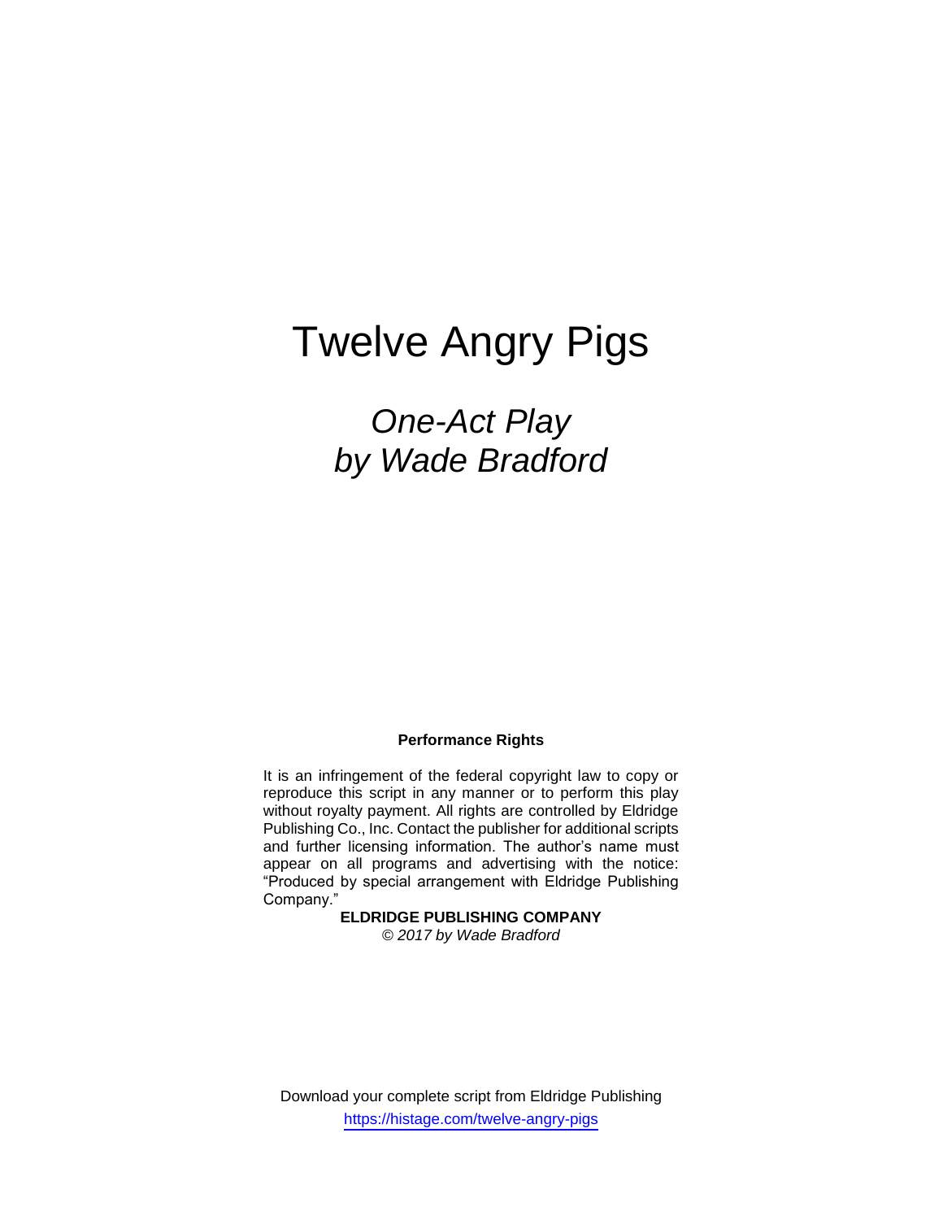# Twelve Angry Pigs

*One-Act Play*
*by Wade Bradford*

**Performance Rights**

It is an infringement of the federal copyright law to copy or reproduce this script in any manner or to perform this play without royalty payment. All rights are controlled by Eldridge Publishing Co., Inc. Contact the publisher for additional scripts and further licensing information. The author's name must appear on all programs and advertising with the notice: "Produced by special arrangement with Eldridge Publishing Company."

**ELDRIDGE PUBLISHING COMPANY**
*© 2017 by Wade Bradford*

Download your complete script from Eldridge Publishing
https://histage.com/twelve-angry-pigs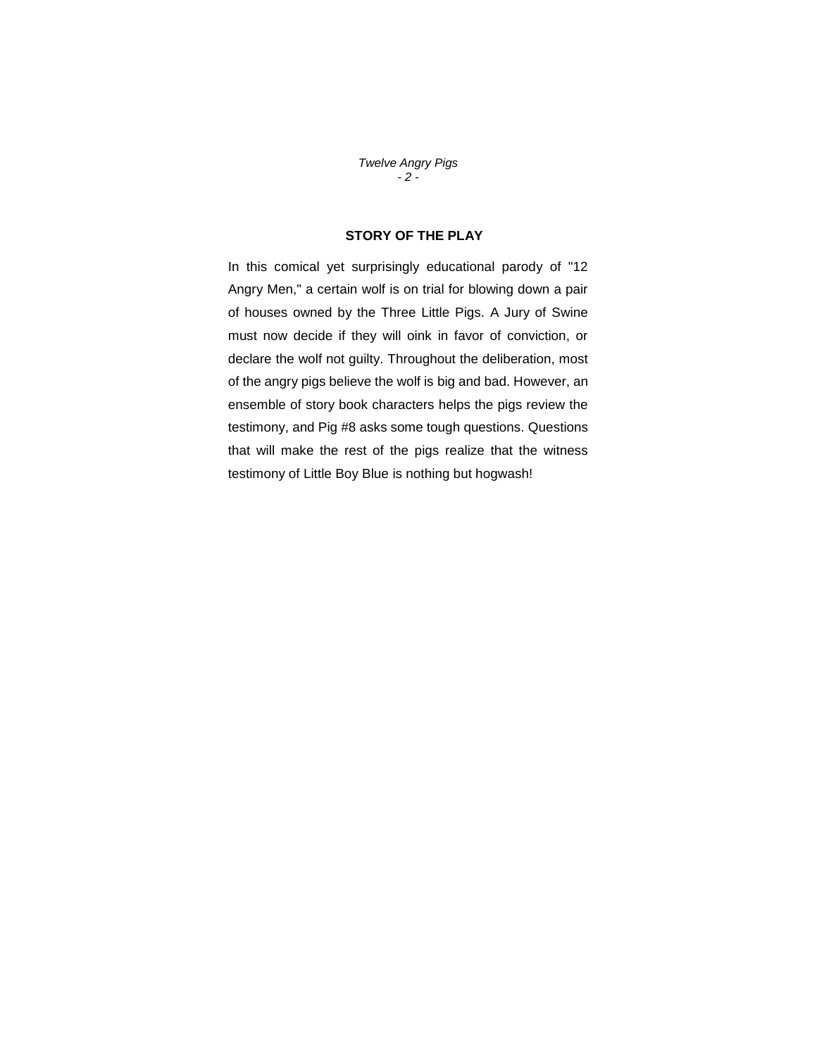## STORY OF THE PLAY

In this comical yet surprisingly educational parody of "12 Angry Men," a certain wolf is on trial for blowing down a pair of houses owned by the Three Little Pigs. A Jury of Swine must now decide if they will oink in favor of conviction, or declare the wolf not guilty. Throughout the deliberation, most of the angry pigs believe the wolf is big and bad. However, an ensemble of story book characters helps the pigs review the testimony, and Pig #8 asks some tough questions. Questions that will make the rest of the pigs realize that the witness testimony of Little Boy Blue is nothing but hogwash!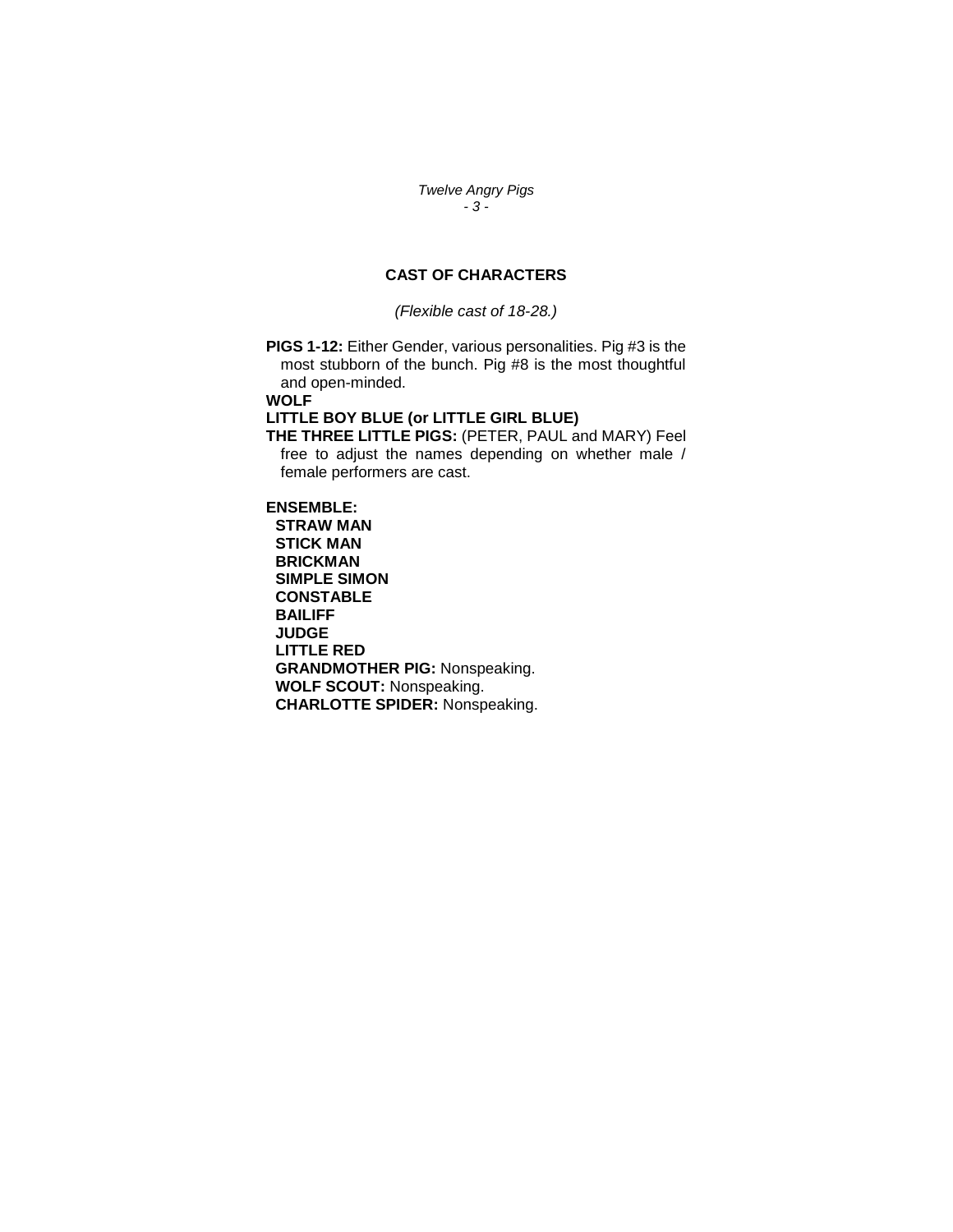## CAST OF CHARACTERS

*(Flexible cast of 18-28.)*

**PIGS 1-12:** Either Gender, various personalities. Pig #3 is the most stubborn of the bunch. Pig #8 is the most thoughtful and open-minded.

**WOLF**

**LITTLE BOY BLUE (or LITTLE GIRL BLUE)**

**THE THREE LITTLE PIGS:** (PETER, PAUL and MARY) Feel free to adjust the names depending on whether male / female performers are cast.

**ENSEMBLE:**

- **STRAW MAN**
- **STICK MAN**
- **BRICKMAN**
- **SIMPLE SIMON**
- **CONSTABLE**
- **BAILIFF**
- **JUDGE**
- **LITTLE RED**
- **GRANDMOTHER PIG:** Nonspeaking.
- **WOLF SCOUT:** Nonspeaking.
- **CHARLOTTE SPIDER:** Nonspeaking.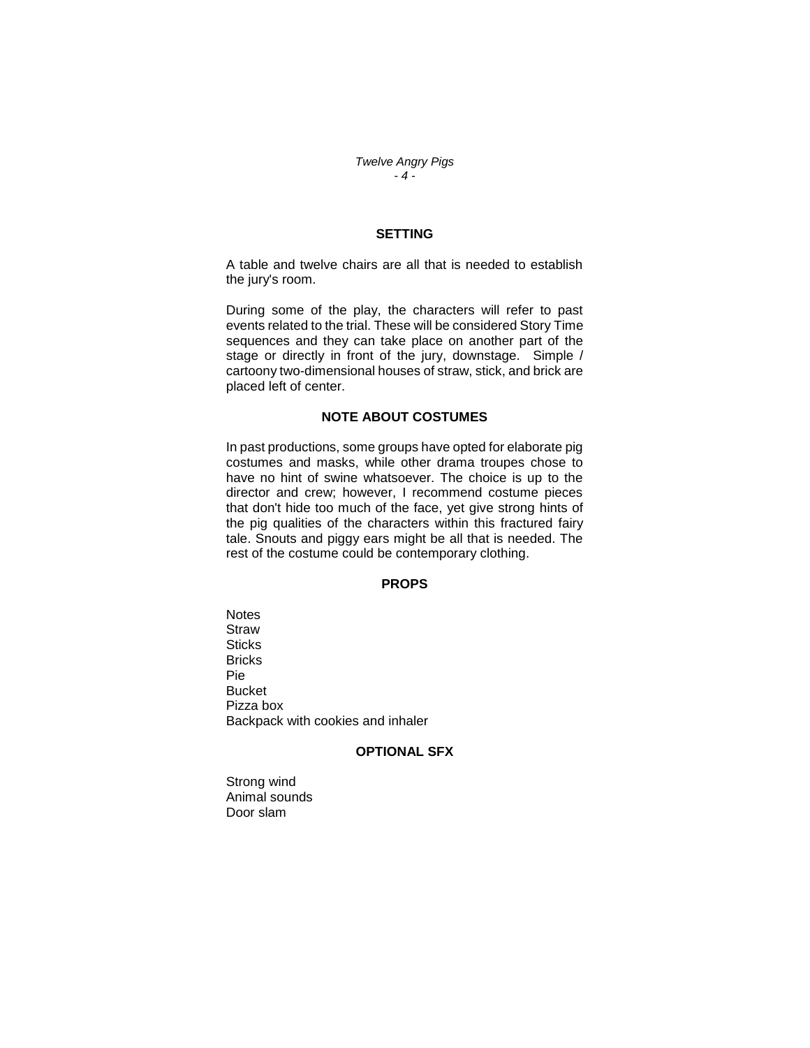## SETTING

A table and twelve chairs are all that is needed to establish the jury's room.

During some of the play, the characters will refer to past events related to the trial. These will be considered Story Time sequences and they can take place on another part of the stage or directly in front of the jury, downstage. Simple / cartoony two-dimensional houses of straw, stick, and brick are placed left of center.

## NOTE ABOUT COSTUMES

In past productions, some groups have opted for elaborate pig costumes and masks, while other drama troupes chose to have no hint of swine whatsoever. The choice is up to the director and crew; however, I recommend costume pieces that don't hide too much of the face, yet give strong hints of the pig qualities of the characters within this fractured fairy tale. Snouts and piggy ears might be all that is needed. The rest of the costume could be contemporary clothing.

## PROPS

Notes
Straw
Sticks
Bricks
Pie
Bucket
Pizza box
Backpack with cookies and inhaler

## OPTIONAL SFX

Strong wind
Animal sounds
Door slam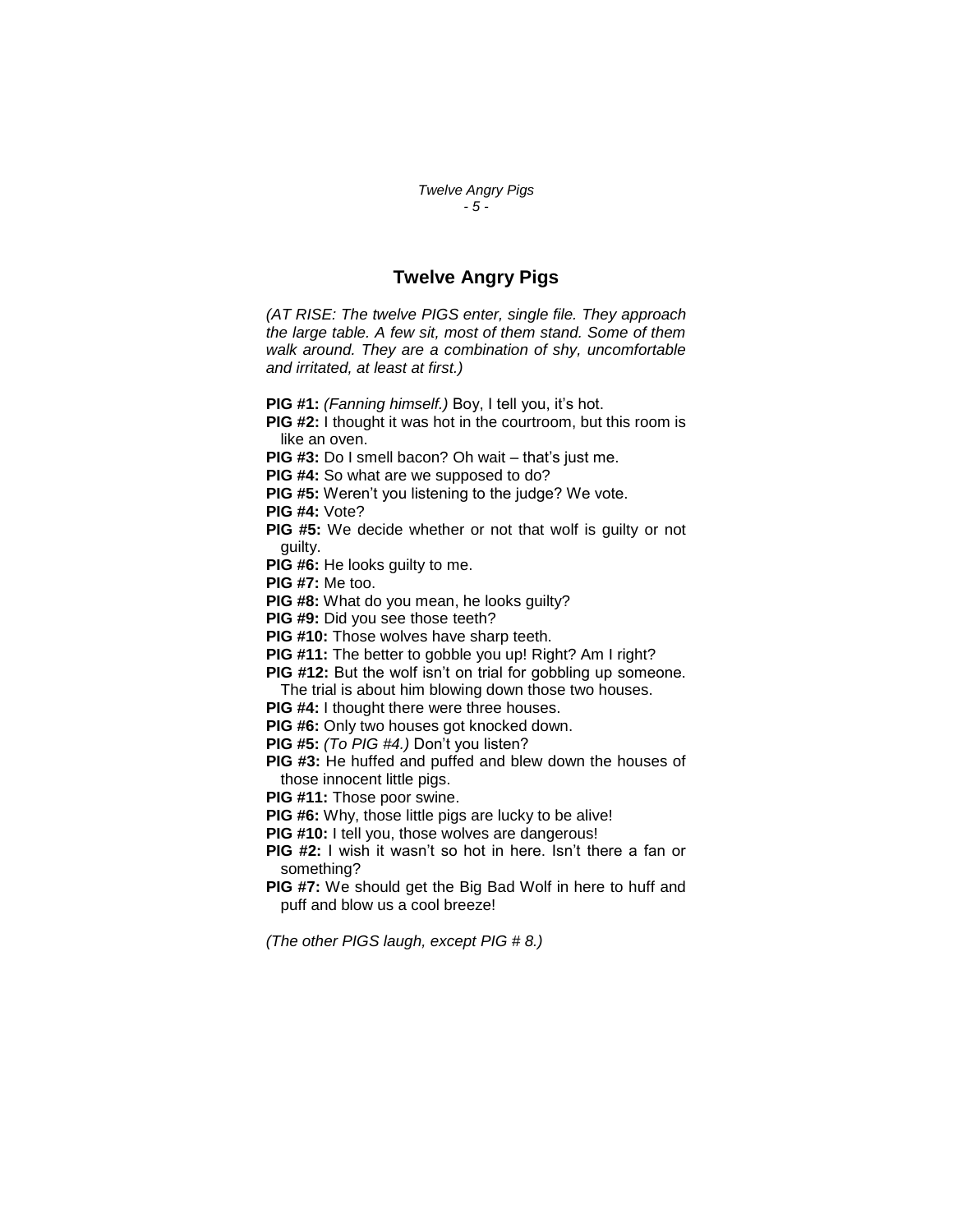# Twelve Angry Pigs

*(AT RISE: The twelve PIGS enter, single file. They approach the large table. A few sit, most of them stand. Some of them walk around. They are a combination of shy, uncomfortable and irritated, at least at first.)*

**PIG #1:** *(Fanning himself.)* Boy, I tell you, it's hot.

**PIG #2:** I thought it was hot in the courtroom, but this room is like an oven.

**PIG #3:** Do I smell bacon? Oh wait – that's just me.

**PIG #4:** So what are we supposed to do?

**PIG #5:** Weren't you listening to the judge? We vote.

**PIG #4:** Vote?

**PIG #5:** We decide whether or not that wolf is guilty or not guilty.

**PIG #6:** He looks guilty to me.

**PIG #7:** Me too.

**PIG #8:** What do you mean, he looks guilty?

**PIG #9:** Did you see those teeth?

**PIG #10:** Those wolves have sharp teeth.

**PIG #11:** The better to gobble you up! Right? Am I right?

**PIG #12:** But the wolf isn't on trial for gobbling up someone. The trial is about him blowing down those two houses.

**PIG #4:** I thought there were three houses.

**PIG #6:** Only two houses got knocked down.

**PIG #5:** *(To PIG #4.)* Don't you listen?

**PIG #3:** He huffed and puffed and blew down the houses of those innocent little pigs.

**PIG #11:** Those poor swine.

**PIG #6:** Why, those little pigs are lucky to be alive!

**PIG #10:** I tell you, those wolves are dangerous!

**PIG #2:** I wish it wasn't so hot in here. Isn't there a fan or something?

**PIG #7:** We should get the Big Bad Wolf in here to huff and puff and blow us a cool breeze!

*(The other PIGS laugh, except PIG # 8.)*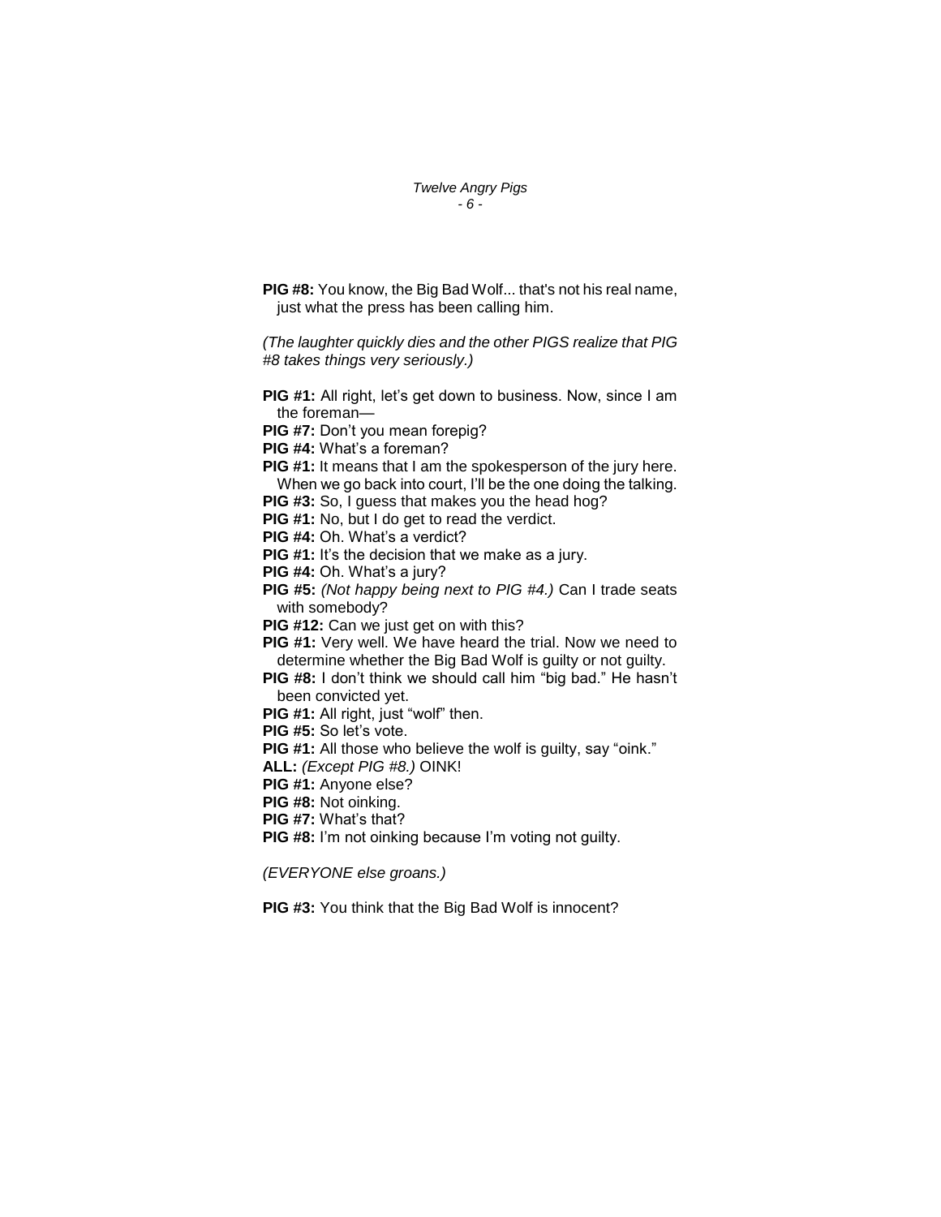**PIG #8:** You know, the Big Bad Wolf... that's not his real name, just what the press has been calling him.

*(The laughter quickly dies and the other PIGS realize that PIG #8 takes things very seriously.)*

**PIG #1:** All right, let's get down to business. Now, since I am the foreman—

**PIG #7:** Don't you mean forepig?

**PIG #4:** What's a foreman?

**PIG #1:** It means that I am the spokesperson of the jury here. When we go back into court, I'll be the one doing the talking.

**PIG #3:** So, I guess that makes you the head hog?

**PIG #1:** No, but I do get to read the verdict.

**PIG #4:** Oh. What's a verdict?

**PIG #1:** It's the decision that we make as a jury.

**PIG #4:** Oh. What's a jury?

**PIG #5:** *(Not happy being next to PIG #4.)* Can I trade seats with somebody?

**PIG #12:** Can we just get on with this?

**PIG #1:** Very well. We have heard the trial. Now we need to determine whether the Big Bad Wolf is guilty or not guilty.

**PIG #8:** I don't think we should call him "big bad." He hasn't been convicted yet.

**PIG #1:** All right, just "wolf" then.

**PIG #5:** So let's vote.

**PIG #1:** All those who believe the wolf is guilty, say "oink."

**ALL:** *(Except PIG #8.)* OINK!

**PIG #1:** Anyone else?

**PIG #8:** Not oinking.

**PIG #7:** What's that?

**PIG #8:** I'm not oinking because I'm voting not guilty.

*(EVERYONE else groans.)*

**PIG #3:** You think that the Big Bad Wolf is innocent?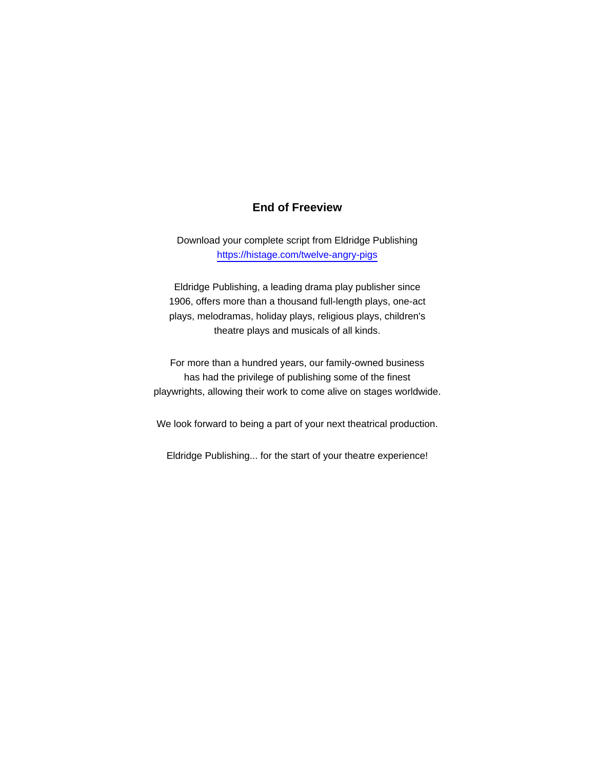## End of Freeview

Download your complete script from Eldridge Publishing
https://histage.com/twelve-angry-pigs

Eldridge Publishing, a leading drama play publisher since 1906, offers more than a thousand full-length plays, one-act plays, melodramas, holiday plays, religious plays, children's theatre plays and musicals of all kinds.

For more than a hundred years, our family-owned business has had the privilege of publishing some of the finest playwrights, allowing their work to come alive on stages worldwide.

We look forward to being a part of your next theatrical production.

Eldridge Publishing... for the start of your theatre experience!